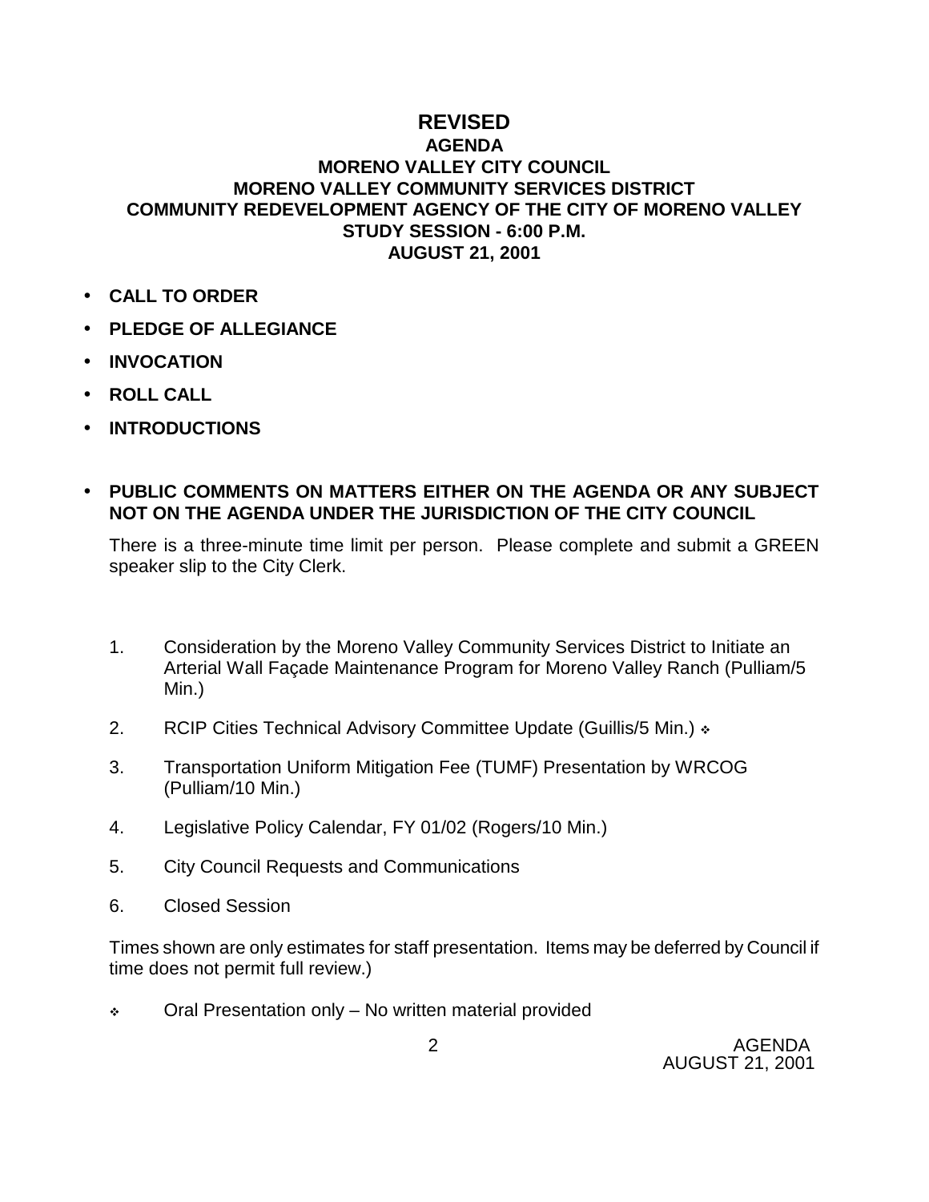# REVISED

## AGENDA
## MORENO VALLEY CITY COUNCIL
## MORENO VALLEY COMMUNITY SERVICES DISTRICT
## COMMUNITY REDEVELOPMENT AGENCY OF THE CITY OF MORENO VALLEY
## STUDY SESSION - 6:00 P.M.
## AUGUST 21, 2001

- **CALL TO ORDER**
- **PLEDGE OF ALLEGIANCE**
- **INVOCATION**
- **ROLL CALL**
- **INTRODUCTIONS**

- **PUBLIC COMMENTS ON MATTERS EITHER ON THE AGENDA OR ANY SUBJECT NOT ON THE AGENDA UNDER THE JURISDICTION OF THE CITY COUNCIL**

  There is a three-minute time limit per person. Please complete and submit a GREEN speaker slip to the City Clerk.

1. Consideration by the Moreno Valley Community Services District to Initiate an Arterial Wall Façade Maintenance Program for Moreno Valley Ranch (Pulliam/5 Min.)
2. RCIP Cities Technical Advisory Committee Update (Guillis/5 Min.) ❖
3. Transportation Uniform Mitigation Fee (TUMF) Presentation by WRCOG (Pulliam/10 Min.)
4. Legislative Policy Calendar, FY 01/02 (Rogers/10 Min.)
5. City Council Requests and Communications
6. Closed Session

Times shown are only estimates for staff presentation. Items may be deferred by Council if time does not permit full review.)

❖ Oral Presentation only – No written material provided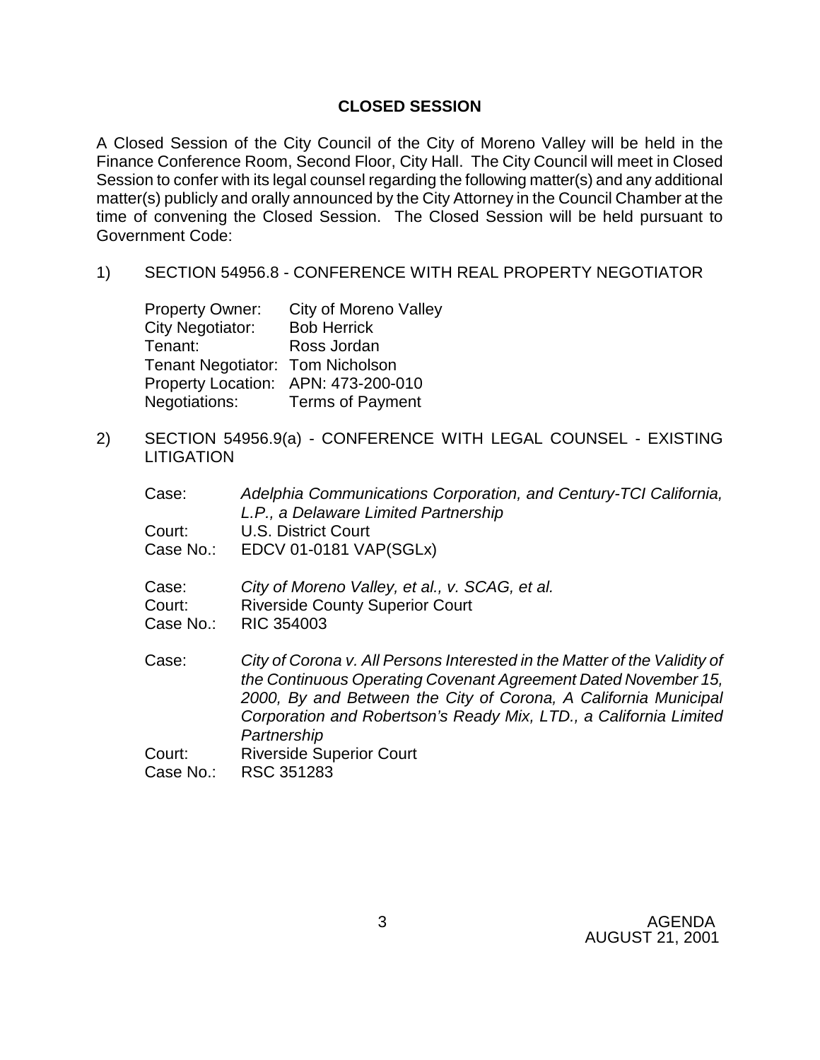## CLOSED SESSION

A Closed Session of the City Council of the City of Moreno Valley will be held in the Finance Conference Room, Second Floor, City Hall. The City Council will meet in Closed Session to confer with its legal counsel regarding the following matter(s) and any additional matter(s) publicly and orally announced by the City Attorney in the Council Chamber at the time of convening the Closed Session. The Closed Session will be held pursuant to Government Code:

1) SECTION 54956.8 - CONFERENCE WITH REAL PROPERTY NEGOTIATOR

   Property Owner: City of Moreno Valley
   City Negotiator: Bob Herrick
   Tenant: Ross Jordan
   Tenant Negotiator: Tom Nicholson
   Property Location: APN: 473-200-010
   Negotiations: Terms of Payment

2) SECTION 54956.9(a) - CONFERENCE WITH LEGAL COUNSEL - EXISTING LITIGATION

   Case: *Adelphia Communications Corporation, and Century-TCI California, L.P., a Delaware Limited Partnership*
   Court: U.S. District Court
   Case No.: EDCV 01-0181 VAP(SGLx)

   Case: *City of Moreno Valley, et al., v. SCAG, et al.*
   Court: Riverside County Superior Court
   Case No.: RIC 354003

   Case: *City of Corona v. All Persons Interested in the Matter of the Validity of the Continuous Operating Covenant Agreement Dated November 15, 2000, By and Between the City of Corona, A California Municipal Corporation and Robertson's Ready Mix, LTD., a California Limited Partnership*
   Court: Riverside Superior Court
   Case No.: RSC 351283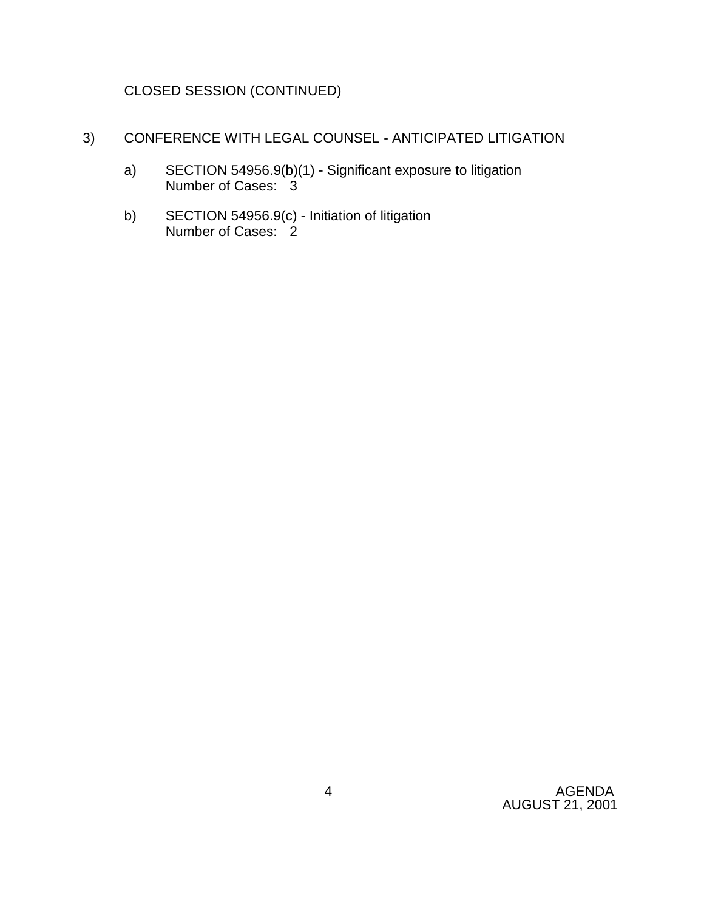CLOSED SESSION (CONTINUED)

3) CONFERENCE WITH LEGAL COUNSEL - ANTICIPATED LITIGATION

   a) SECTION 54956.9(b)(1) - Significant exposure to litigation
      Number of Cases: 3

   b) SECTION 54956.9(c) - Initiation of litigation
      Number of Cases: 2